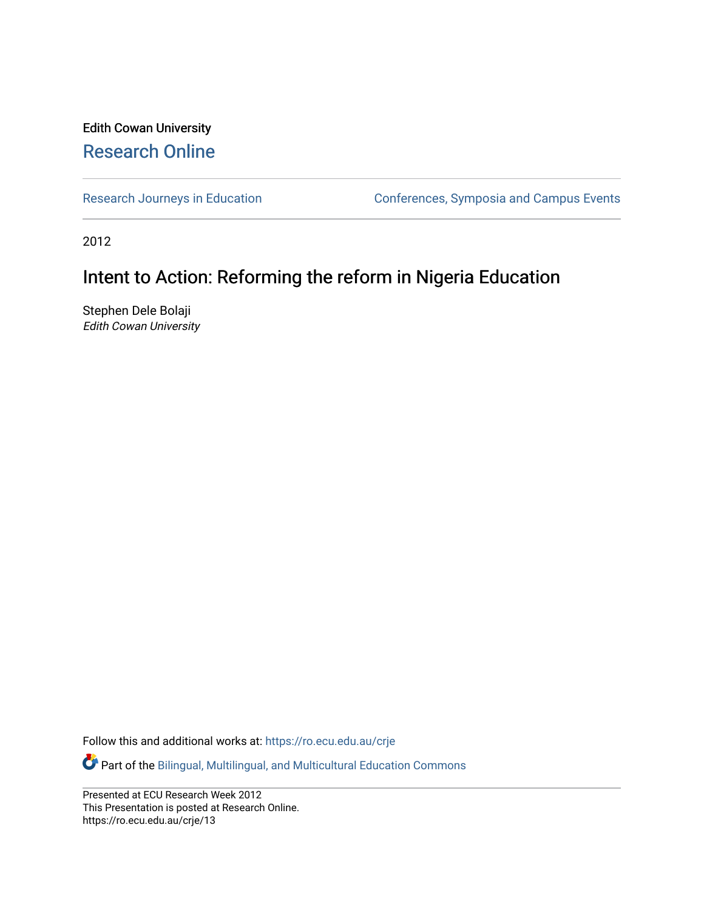Edith Cowan University

# Research Online

Research Journeys in Education

Conferences, Symposia and Campus Events

2012

# Intent to Action: Reforming the reform in Nigeria Education

Stephen Dele Bolaji
*Edith Cowan University*

Follow this and additional works at: https://ro.ecu.edu.au/crje

Part of the Bilingual, Multilingual, and Multicultural Education Commons

Presented at ECU Research Week 2012
This Presentation is posted at Research Online.
https://ro.ecu.edu.au/crje/13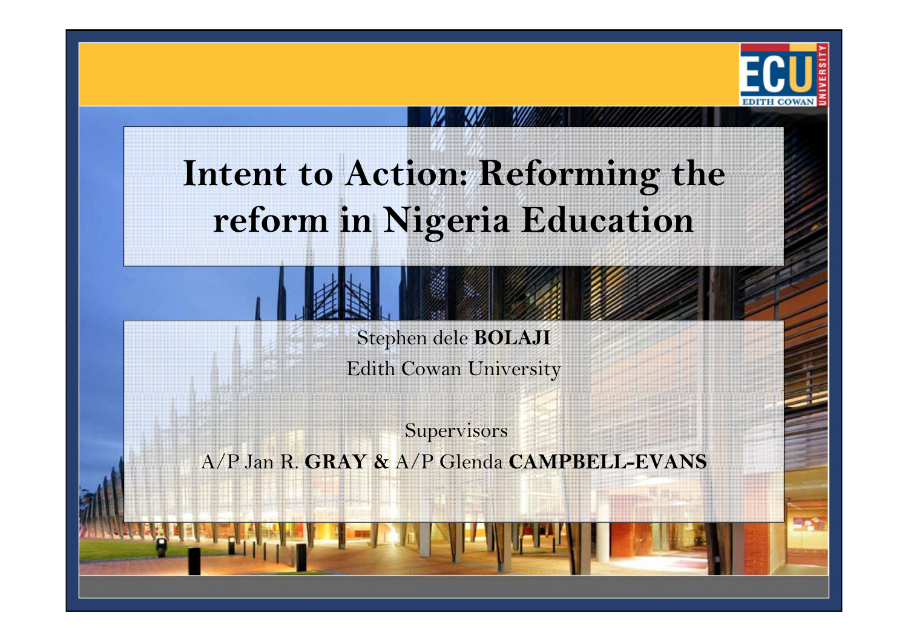# Intent to Action: Reforming the reform in Nigeria Education

Stephen dele **BOLAJI**
Edith Cowan University

Supervisors
A/P Jan R. **GRAY &** A/P Glenda **CAMPBELL-EVANS**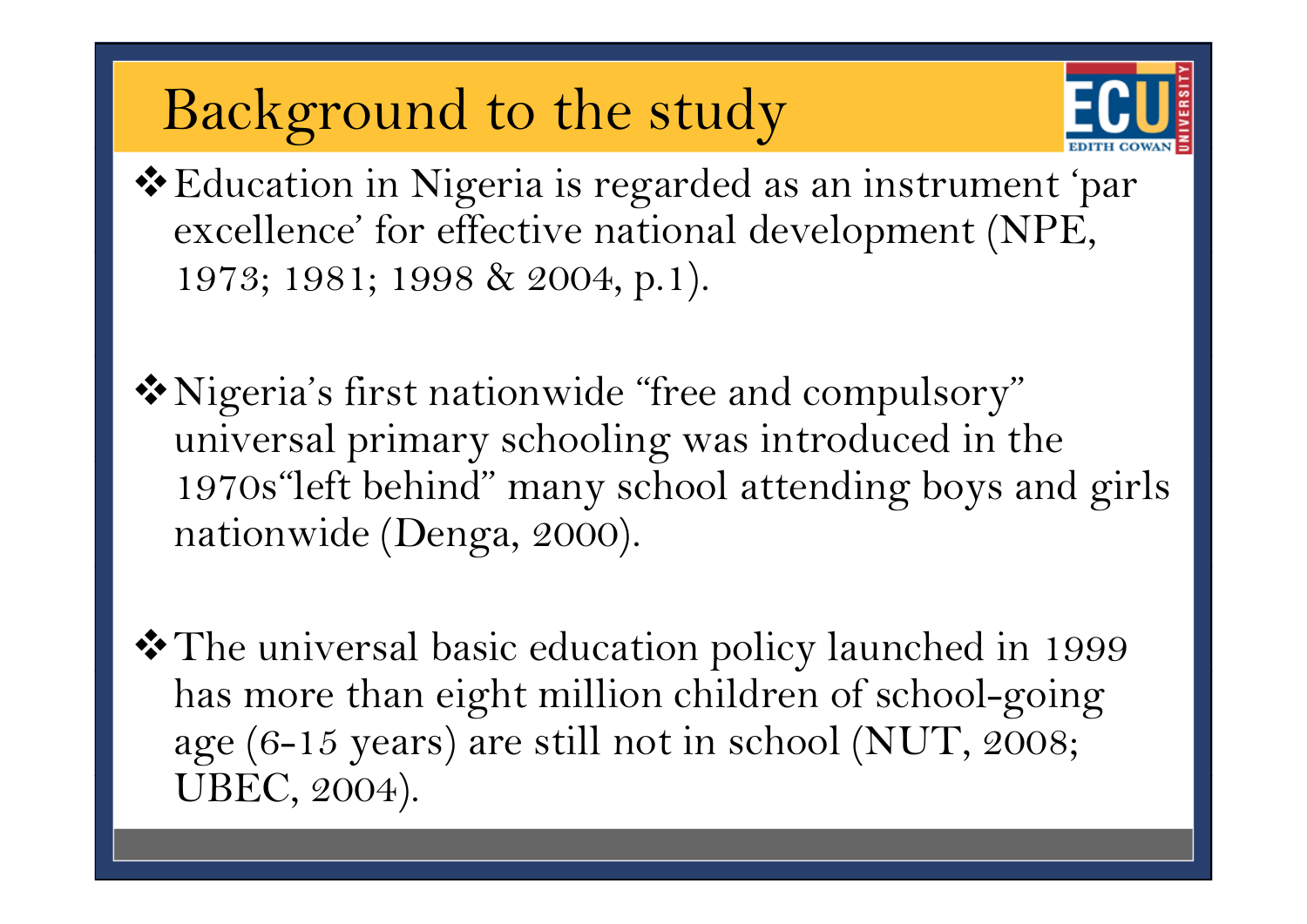# Background to the study

- Education in Nigeria is regarded as an instrument 'par excellence' for effective national development (NPE, 1973; 1981; 1998 & 2004, p.1).

- Nigeria's first nationwide "free and compulsory" universal primary schooling was introduced in the 1970s"left behind" many school attending boys and girls nationwide (Denga, 2000).

- The universal basic education policy launched in 1999 has more than eight million children of school-going age (6-15 years) are still not in school (NUT, 2008; UBEC, 2004).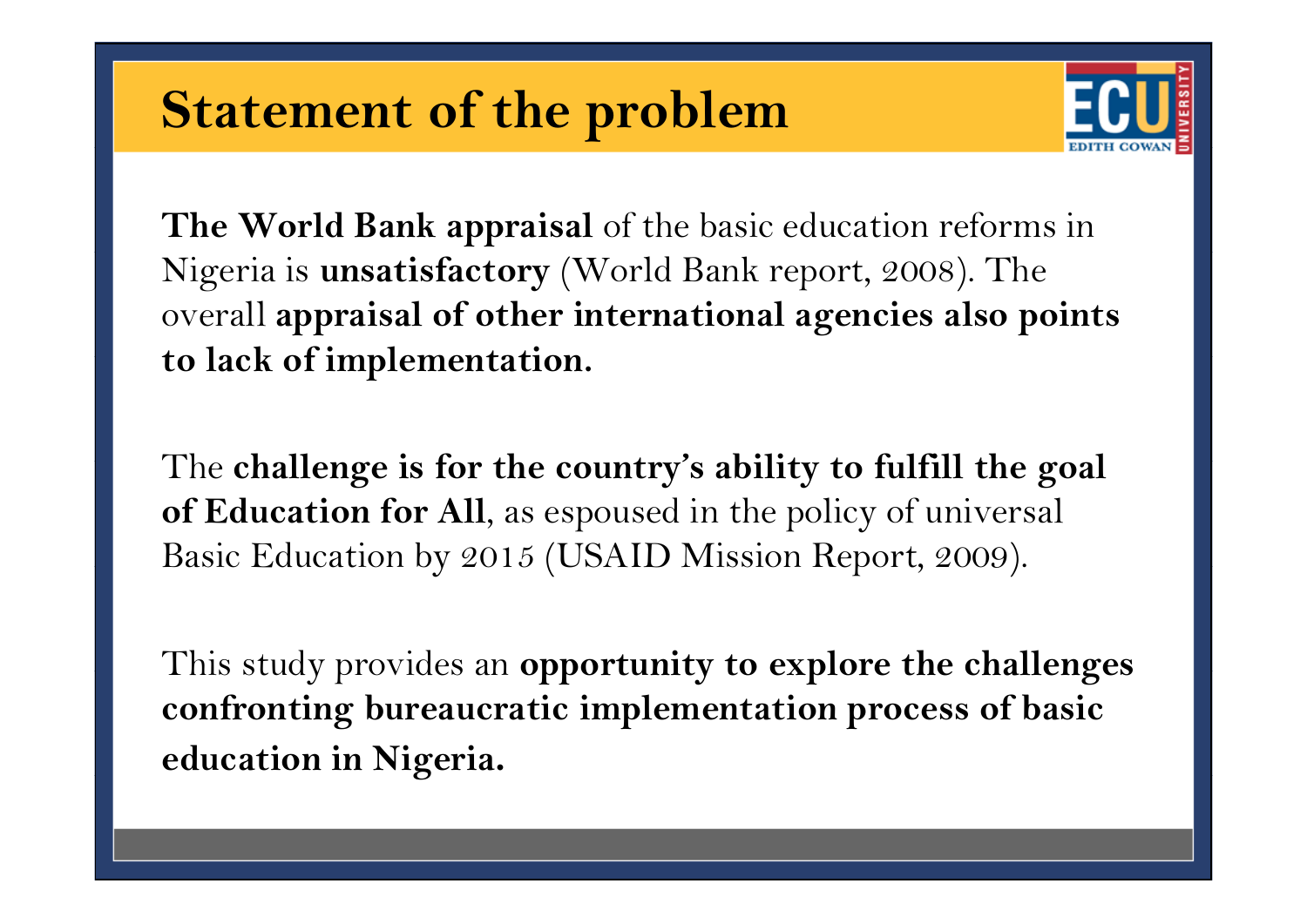# Statement of the problem

**The World Bank appraisal** of the basic education reforms in Nigeria is **unsatisfactory** (World Bank report, 2008). The overall **appraisal of other international agencies also points to lack of implementation.**

The **challenge is for the country's ability to fulfill the goal of Education for All**, as espoused in the policy of universal Basic Education by 2015 (USAID Mission Report, 2009).

This study provides an **opportunity to explore the challenges confronting bureaucratic implementation process of basic education in Nigeria.**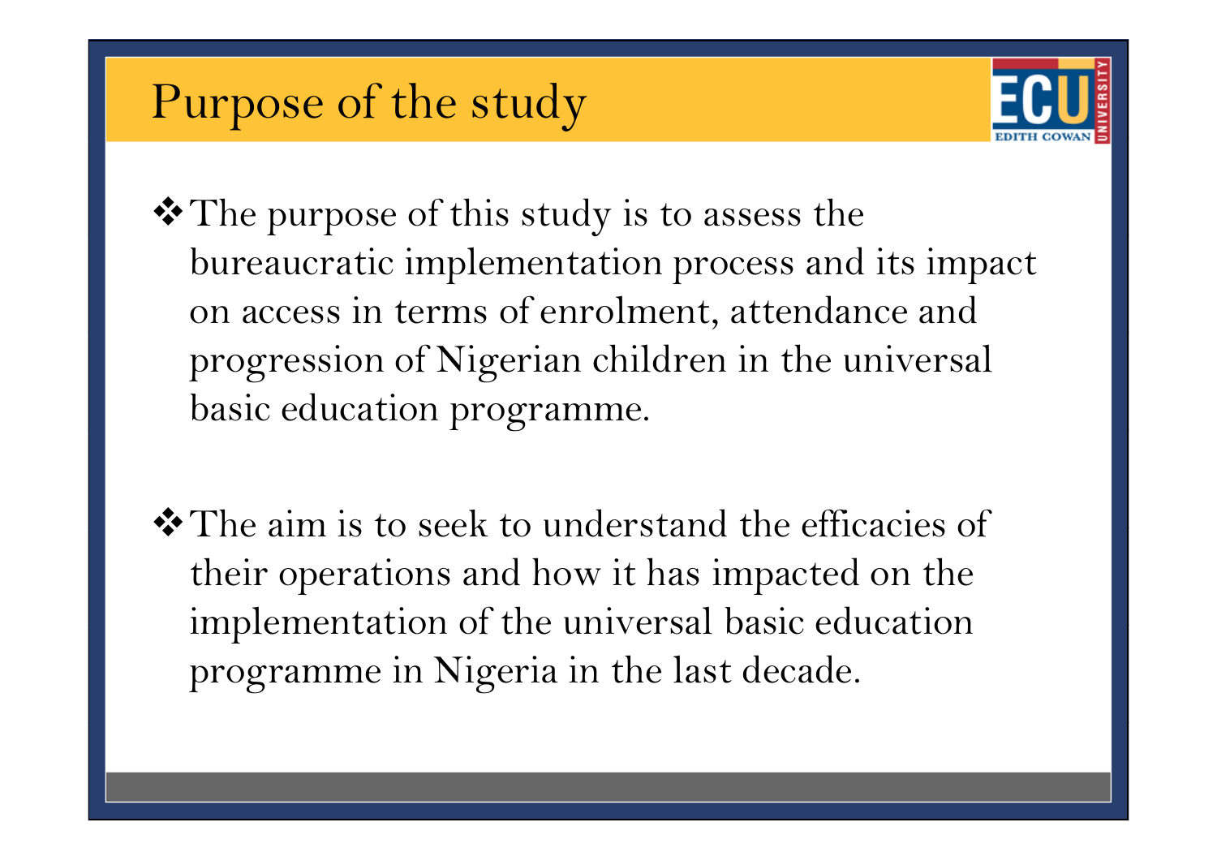# Purpose of the study

- The purpose of this study is to assess the bureaucratic implementation process and its impact on access in terms of enrolment, attendance and progression of Nigerian children in the universal basic education programme.

- The aim is to seek to understand the efficacies of their operations and how it has impacted on the implementation of the universal basic education programme in Nigeria in the last decade.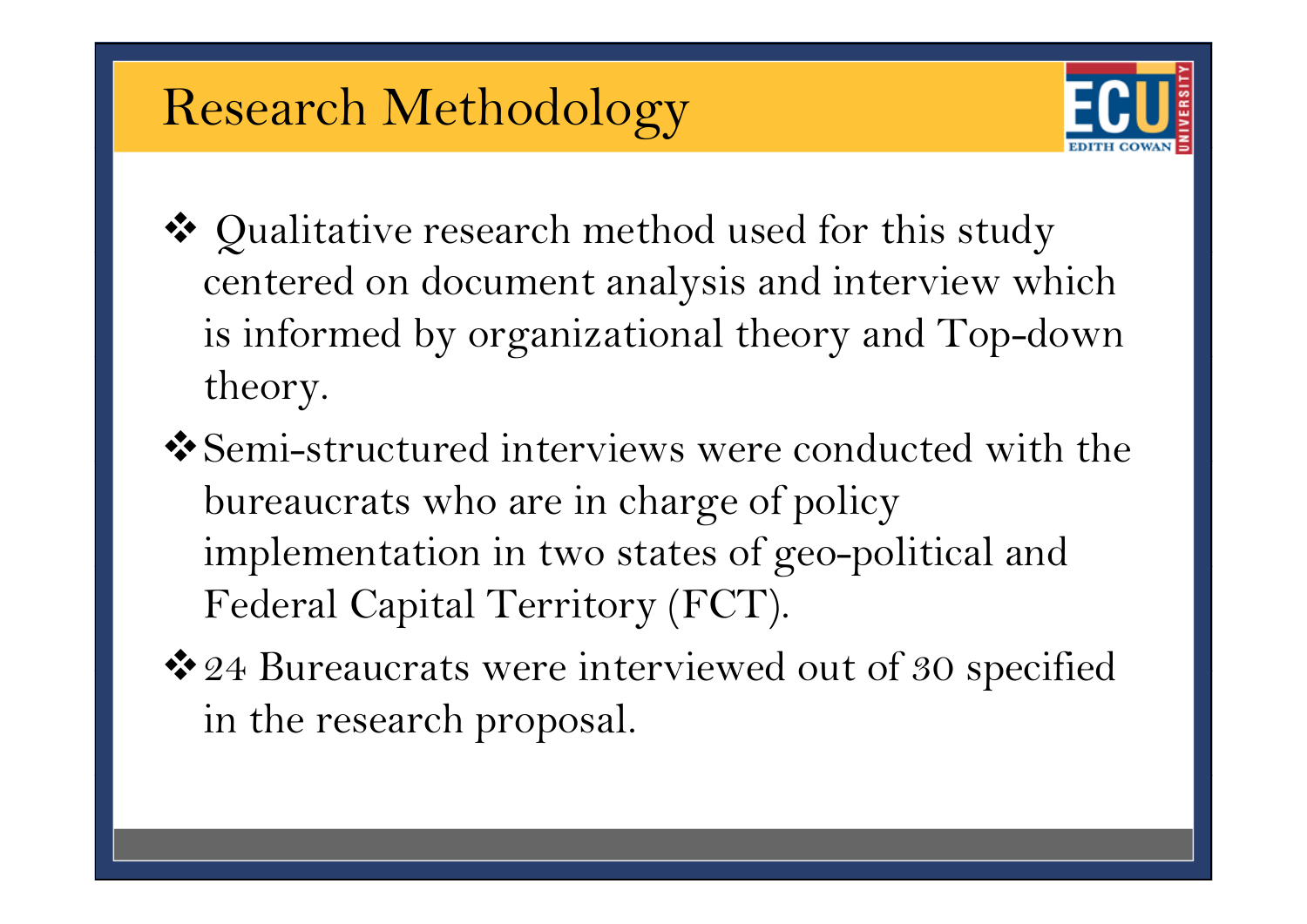# Research Methodology

- Qualitative research method used for this study centered on document analysis and interview which is informed by organizational theory and Top-down theory.
- Semi-structured interviews were conducted with the bureaucrats who are in charge of policy implementation in two states of geo-political and Federal Capital Territory (FCT).
- 24 Bureaucrats were interviewed out of 30 specified in the research proposal.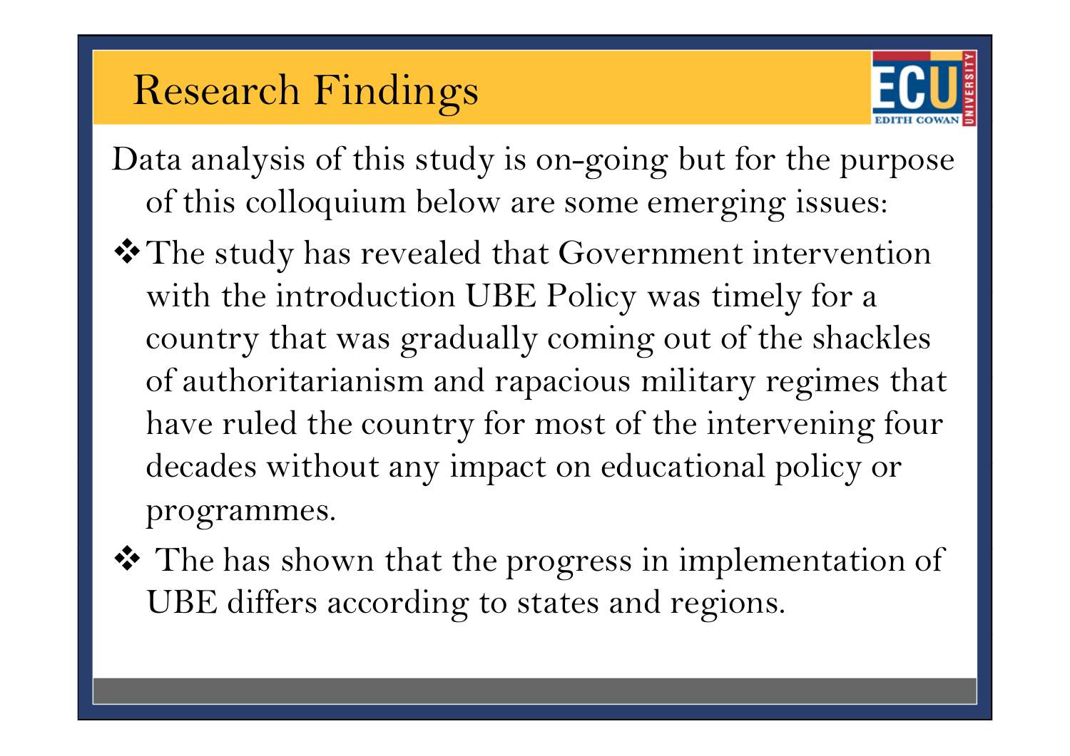# Research Findings

Data analysis of this study is on-going but for the purpose of this colloquium below are some emerging issues:

- The study has revealed that Government intervention with the introduction UBE Policy was timely for a country that was gradually coming out of the shackles of authoritarianism and rapacious military regimes that have ruled the country for most of the intervening four decades without any impact on educational policy or programmes.
- The has shown that the progress in implementation of UBE differs according to states and regions.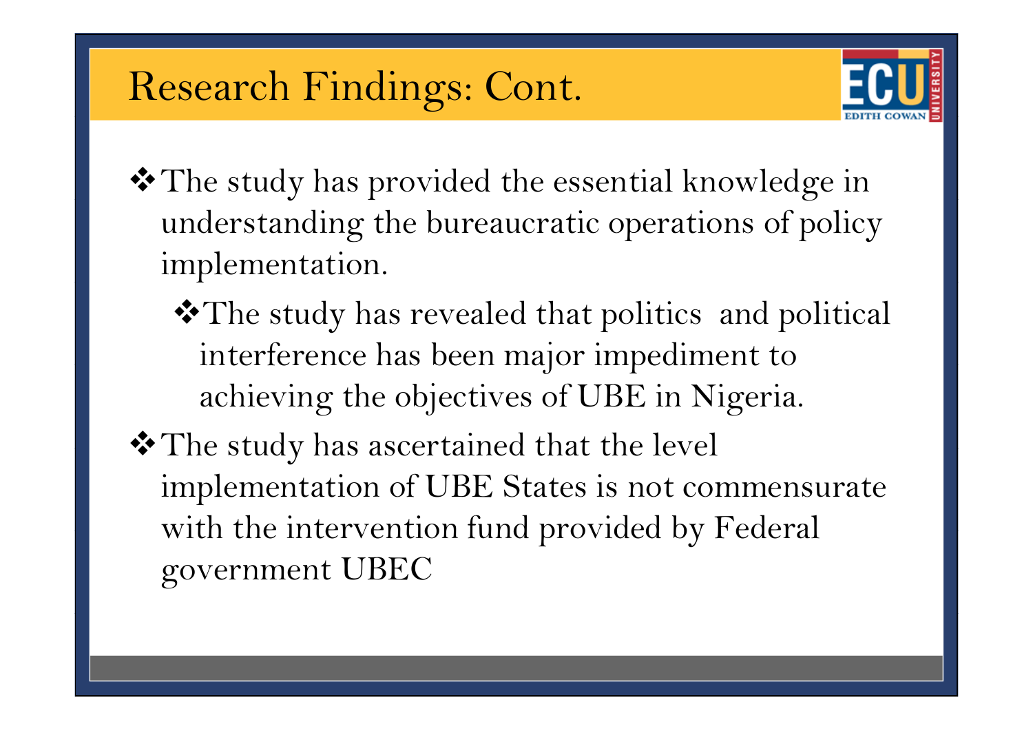# Research Findings: Cont.

- The study has provided the essential knowledge in understanding the bureaucratic operations of policy implementation.
  - The study has revealed that politics and political interference has been major impediment to achieving the objectives of UBE in Nigeria.
- The study has ascertained that the level implementation of UBE States is not commensurate with the intervention fund provided by Federal government UBEC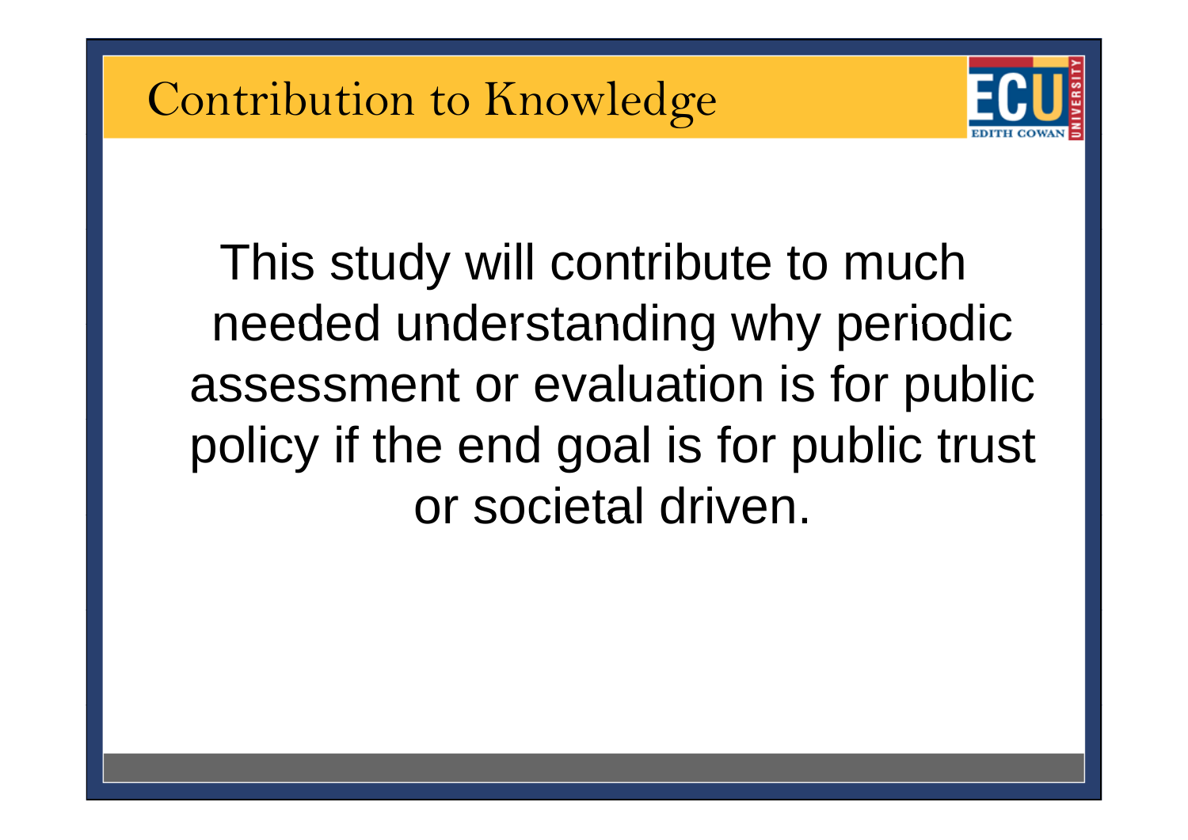# Contribution to Knowledge

This study will contribute to much needed understanding why periodic assessment or evaluation is for public policy if the end goal is for public trust or societal driven.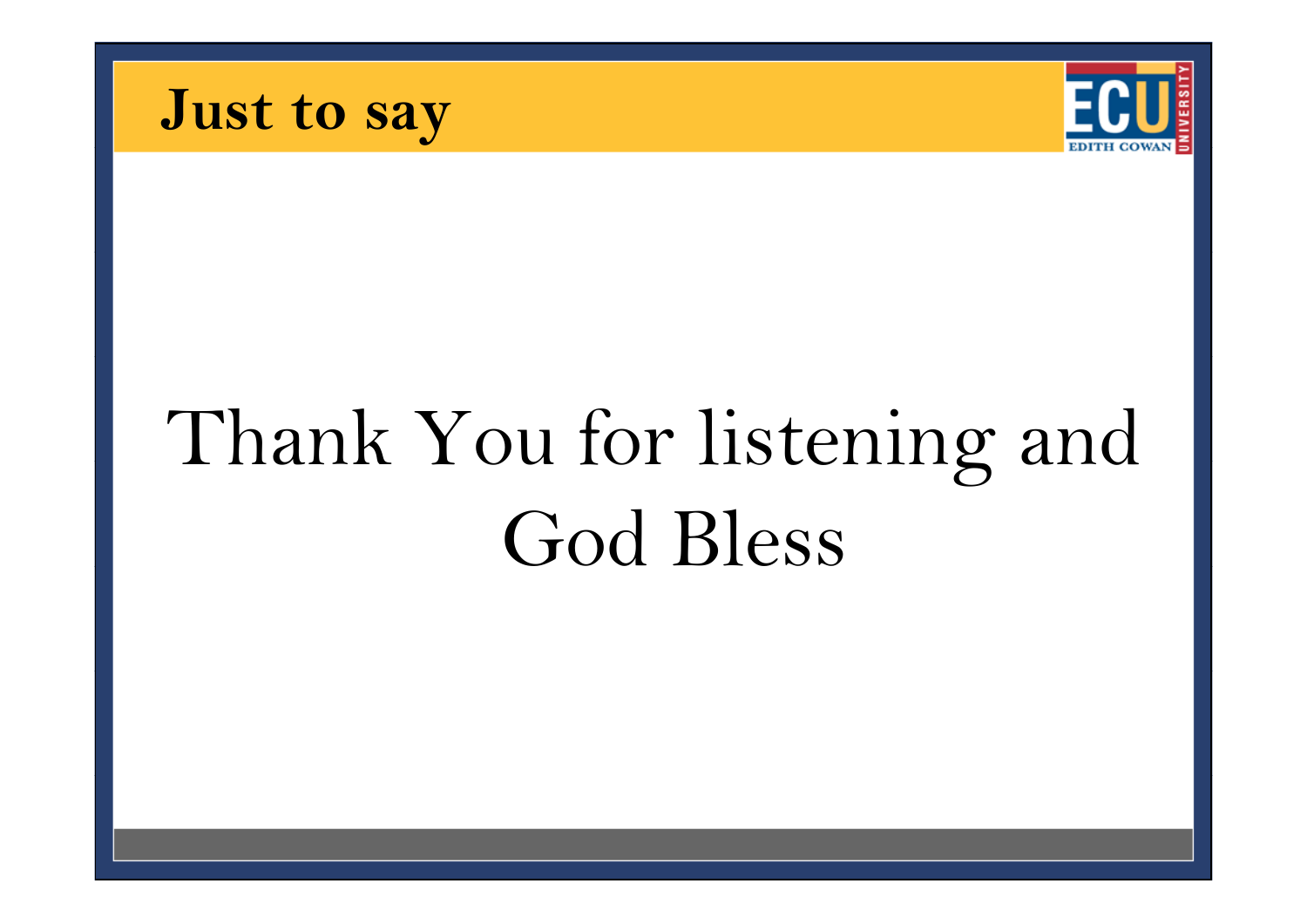# Just to say

Thank You for listening and God Bless